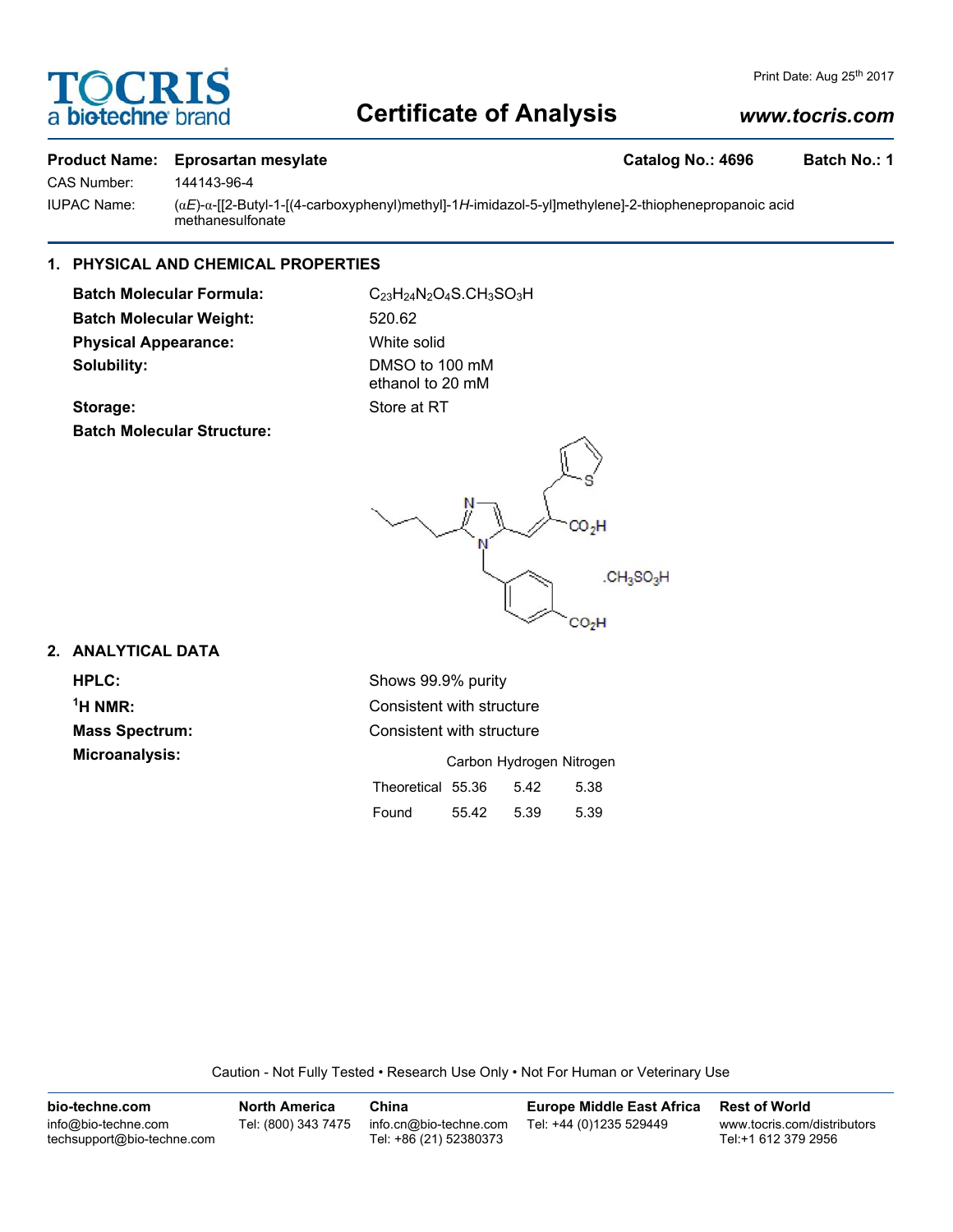# Certificate of Analysis

Print Date: Aug 25th 2017

www.tocris.com

**Product Name:** **Eprosartan mesylate** **Catalog No.: 4696** **Batch No.: 1**

CAS Number: 144143-96-4

IUPAC Name: ($\alpha E$)-$\alpha$-[[2-Butyl-1-[(4-carboxyphenyl)methyl]-1*H*-imidazol-5-yl]methylene]-2-thiophenepropanoic acid methanesulfonate

## 1. PHYSICAL AND CHEMICAL PROPERTIES

**Batch Molecular Formula:** $C_{23}H_{24}N_2O_4S.CH_3SO_3H$

**Batch Molecular Weight:** 520.62

**Physical Appearance:** White solid

**Solubility:** DMSO to 100 mM
ethanol to 20 mM

**Storage:** Store at RT

**Batch Molecular Structure:**

## 2. ANALYTICAL DATA

**HPLC:** Shows 99.9% purity

**$^1$H NMR:** Consistent with structure

**Mass Spectrum:** Consistent with structure

**Microanalysis:**

| | Carbon | Hydrogen | Nitrogen |
|---|---|---|---|
| Theoretical | 55.36 | 5.42 | 5.38 |
| Found | 55.42 | 5.39 | 5.39 |

Caution - Not Fully Tested • Research Use Only • Not For Human or Veterinary Use

**bio-techne.com**
info@bio-techne.com
techsupport@bio-techne.com

**North America**
Tel: (800) 343 7475

**China**
info.cn@bio-techne.com
Tel: +86 (21) 52380373

**Europe Middle East Africa**
Tel: +44 (0)1235 529449

**Rest of World**
www.tocris.com/distributors
Tel:+1 612 379 2956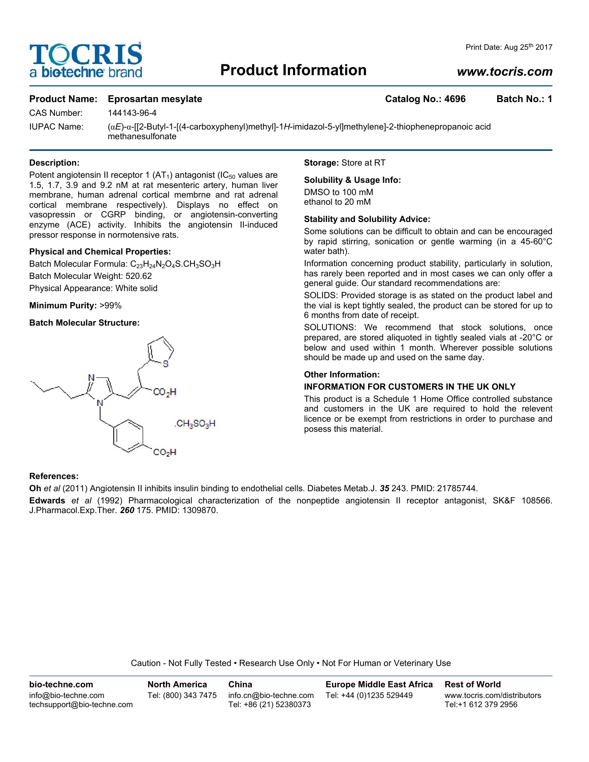# Product Information

Print Date: Aug 25th 2017

www.tocris.com

**Product Name:** Eprosartan mesylate **Catalog No.:** 4696 **Batch No.:** 1

CAS Number: 144143-96-4

IUPAC Name: (αE)-α-[[2-Butyl-1-[(4-carboxyphenyl)methyl]-1H-imidazol-5-yl]methylene]-2-thiophenepropanoic acid methanesulfonate

### Description:

Potent angiotensin II receptor 1 ($AT_1$) antagonist ($IC_{50}$ values are 1.5, 1.7, 3.9 and 9.2 nM at rat mesenteric artery, human liver membrane, human adrenal cortical membrne and rat adrenal cortical membrane respectively). Displays no effect on vasopressin or CGRP binding, or angiotensin-converting enzyme (ACE) activity. Inhibits the angiotensin II-induced pressor response in normotensive rats.

### Physical and Chemical Properties:

Batch Molecular Formula: $C_{23}H_{24}N_2O_4S.CH_3SO_3H$

Batch Molecular Weight: 520.62

Physical Appearance: White solid

**Minimum Purity:** >99%

### Batch Molecular Structure:

N
N
S
$CO_2H$
$.CH_3SO_3H$
$CO_2H$

**Storage:** Store at RT

### Solubility & Usage Info:

DMSO to 100 mM
ethanol to 20 mM

### Stability and Solubility Advice:

Some solutions can be difficult to obtain and can be encouraged by rapid stirring, sonication or gentle warming (in a 45-60°C water bath).

Information concerning product stability, particularly in solution, has rarely been reported and in most cases we can only offer a general guide. Our standard recommendations are:

SOLIDS: Provided storage is as stated on the product label and the vial is kept tightly sealed, the product can be stored for up to 6 months from date of receipt.

SOLUTIONS: We recommend that stock solutions, once prepared, are stored aliquoted in tightly sealed vials at -20°C or below and used within 1 month. Wherever possible solutions should be made up and used on the same day.

### Other Information:

**INFORMATION FOR CUSTOMERS IN THE UK ONLY**

This product is a Schedule 1 Home Office controlled substance and customers in the UK are required to hold the relevent licence or be exempt from restrictions in order to purchase and posess this material.

### References:

**Oh** *et al* (2011) Angiotensin II inhibits insulin binding to endothelial cells. Diabetes Metab.J. ***35*** 243. PMID: 21785744.

**Edwards** *et al* (1992) Pharmacological characterization of the nonpeptide angiotensin II receptor antagonist, SK&F 108566. J.Pharmacol.Exp.Ther. ***260*** 175. PMID: 1309870.

Caution - Not Fully Tested • Research Use Only • Not For Human or Veterinary Use

| bio-techne.com | North America | China | Europe Middle East Africa | Rest of World |
|---|---|---|---|---|
| info@bio-techne.com techsupport@bio-techne.com | Tel: (800) 343 7475 | info.cn@bio-techne.com Tel: +86 (21) 52380373 | Tel: +44 (0)1235 529449 | www.tocris.com/distributors Tel:+1 612 379 2956 |